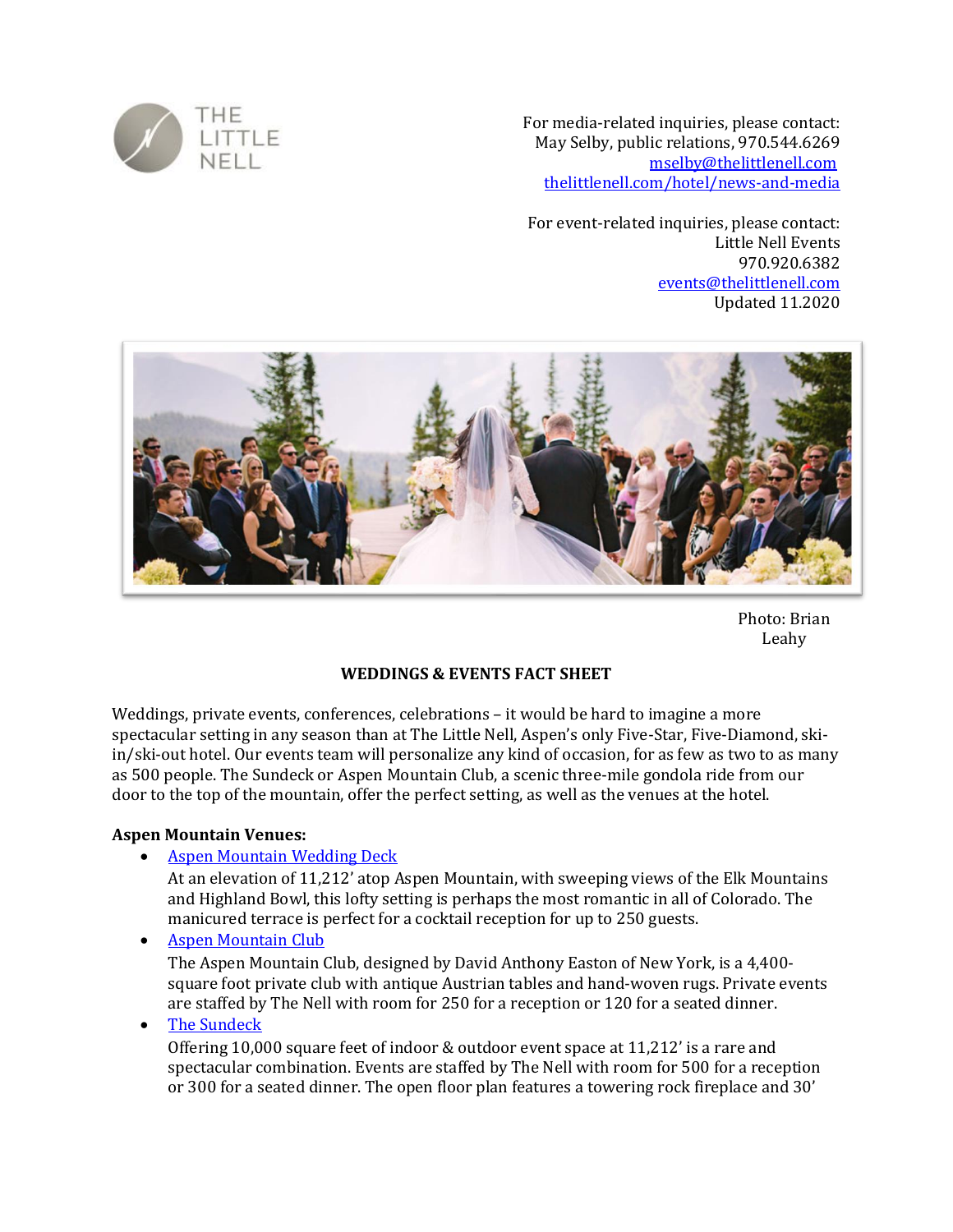THE LITTLE NELL

For media-related inquiries, please contact:
May Selby, public relations, 970.544.6269
[mselby@thelittlenell.com](mailto:mselby@thelittlenell.com)
[thelittlenell.com/hotel/news-and-media](https://thelittlenell.com/hotel/news-and-media)

For event-related inquiries, please contact:
Little Nell Events
970.920.6382
[events@thelittlenell.com](mailto:events@thelittlenell.com)
Updated 11.2020

Photo: Brian Leahy

## WEDDINGS & EVENTS FACT SHEET

Weddings, private events, conferences, celebrations – it would be hard to imagine a more spectacular setting in any season than at The Little Nell, Aspen's only Five-Star, Five-Diamond, ski-in/ski-out hotel. Our events team will personalize any kind of occasion, for as few as two to as many as 500 people. The Sundeck or Aspen Mountain Club, a scenic three-mile gondola ride from our door to the top of the mountain, offer the perfect setting, as well as the venues at the hotel.

**Aspen Mountain Venues:**

- Aspen Mountain Wedding Deck
  At an elevation of 11,212' atop Aspen Mountain, with sweeping views of the Elk Mountains and Highland Bowl, this lofty setting is perhaps the most romantic in all of Colorado. The manicured terrace is perfect for a cocktail reception for up to 250 guests.
- Aspen Mountain Club
  The Aspen Mountain Club, designed by David Anthony Easton of New York, is a 4,400-square foot private club with antique Austrian tables and hand-woven rugs. Private events are staffed by The Nell with room for 250 for a reception or 120 for a seated dinner.
- The Sundeck
  Offering 10,000 square feet of indoor & outdoor event space at 11,212' is a rare and spectacular combination. Events are staffed by The Nell with room for 500 for a reception or 300 for a seated dinner. The open floor plan features a towering rock fireplace and 30'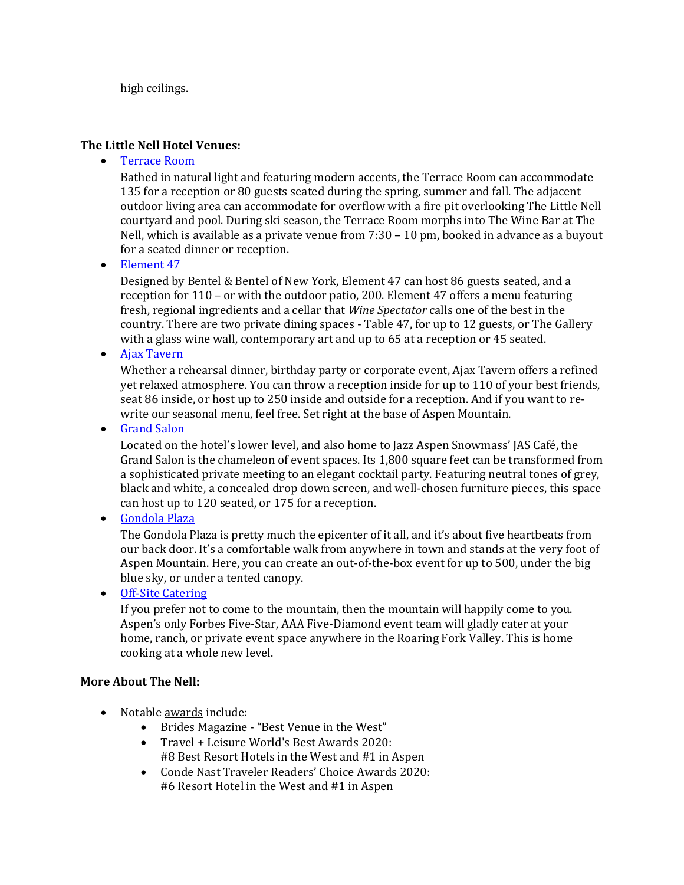high ceilings.

**The Little Nell Hotel Venues:**

- Terrace Room

  Bathed in natural light and featuring modern accents, the Terrace Room can accommodate 135 for a reception or 80 guests seated during the spring, summer and fall. The adjacent outdoor living area can accommodate for overflow with a fire pit overlooking The Little Nell courtyard and pool. During ski season, the Terrace Room morphs into The Wine Bar at The Nell, which is available as a private venue from 7:30 – 10 pm, booked in advance as a buyout for a seated dinner or reception.
- Element 47

  Designed by Bentel & Bentel of New York, Element 47 can host 86 guests seated, and a reception for 110 – or with the outdoor patio, 200. Element 47 offers a menu featuring fresh, regional ingredients and a cellar that *Wine Spectator* calls one of the best in the country. There are two private dining spaces - Table 47, for up to 12 guests, or The Gallery with a glass wine wall, contemporary art and up to 65 at a reception or 45 seated.
- Ajax Tavern

  Whether a rehearsal dinner, birthday party or corporate event, Ajax Tavern offers a refined yet relaxed atmosphere. You can throw a reception inside for up to 110 of your best friends, seat 86 inside, or host up to 250 inside and outside for a reception. And if you want to re-write our seasonal menu, feel free. Set right at the base of Aspen Mountain.
- Grand Salon

  Located on the hotel's lower level, and also home to Jazz Aspen Snowmass' JAS Café, the Grand Salon is the chameleon of event spaces. Its 1,800 square feet can be transformed from a sophisticated private meeting to an elegant cocktail party. Featuring neutral tones of grey, black and white, a concealed drop down screen, and well-chosen furniture pieces, this space can host up to 120 seated, or 175 for a reception.
- Gondola Plaza

  The Gondola Plaza is pretty much the epicenter of it all, and it's about five heartbeats from our back door. It's a comfortable walk from anywhere in town and stands at the very foot of Aspen Mountain. Here, you can create an out-of-the-box event for up to 500, under the big blue sky, or under a tented canopy.
- Off-Site Catering

  If you prefer not to come to the mountain, then the mountain will happily come to you. Aspen's only Forbes Five-Star, AAA Five-Diamond event team will gladly cater at your home, ranch, or private event space anywhere in the Roaring Fork Valley. This is home cooking at a whole new level.

**More About The Nell:**

- Notable awards include:
  - Brides Magazine - "Best Venue in the West"
  - Travel + Leisure World's Best Awards 2020: #8 Best Resort Hotels in the West and #1 in Aspen
  - Conde Nast Traveler Readers' Choice Awards 2020: #6 Resort Hotel in the West and #1 in Aspen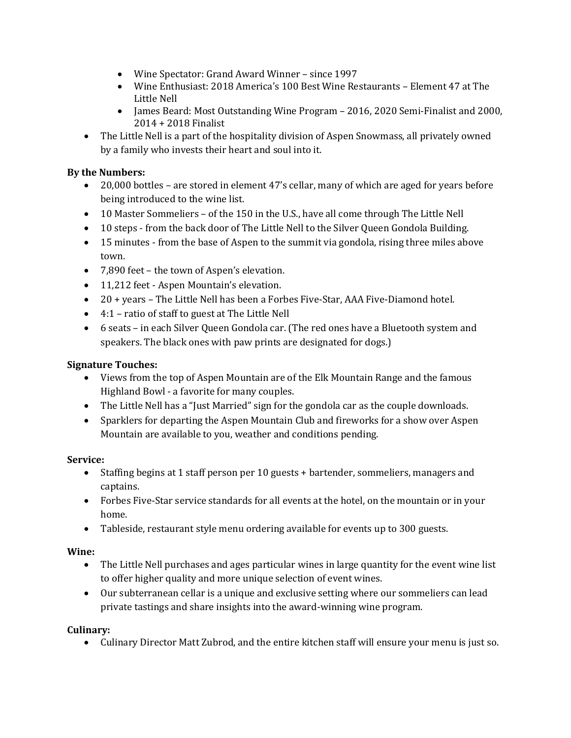- Wine Spectator: Grand Award Winner – since 1997
  - Wine Enthusiast: 2018 America's 100 Best Wine Restaurants – Element 47 at The Little Nell
  - James Beard: Most Outstanding Wine Program – 2016, 2020 Semi-Finalist and 2000, 2014 + 2018 Finalist
- The Little Nell is a part of the hospitality division of Aspen Snowmass, all privately owned by a family who invests their heart and soul into it.

**By the Numbers:**

- 20,000 bottles – are stored in element 47's cellar, many of which are aged for years before being introduced to the wine list.
- 10 Master Sommeliers – of the 150 in the U.S., have all come through The Little Nell
- 10 steps - from the back door of The Little Nell to the Silver Queen Gondola Building.
- 15 minutes - from the base of Aspen to the summit via gondola, rising three miles above town.
- 7,890 feet – the town of Aspen's elevation.
- 11,212 feet - Aspen Mountain's elevation.
- 20 + years – The Little Nell has been a Forbes Five-Star, AAA Five-Diamond hotel.
- 4:1 – ratio of staff to guest at The Little Nell
- 6 seats – in each Silver Queen Gondola car. (The red ones have a Bluetooth system and speakers. The black ones with paw prints are designated for dogs.)

**Signature Touches:**

- Views from the top of Aspen Mountain are of the Elk Mountain Range and the famous Highland Bowl - a favorite for many couples.
- The Little Nell has a "Just Married" sign for the gondola car as the couple downloads.
- Sparklers for departing the Aspen Mountain Club and fireworks for a show over Aspen Mountain are available to you, weather and conditions pending.

**Service:**

- Staffing begins at 1 staff person per 10 guests + bartender, sommeliers, managers and captains.
- Forbes Five-Star service standards for all events at the hotel, on the mountain or in your home.
- Tableside, restaurant style menu ordering available for events up to 300 guests.

**Wine:**

- The Little Nell purchases and ages particular wines in large quantity for the event wine list to offer higher quality and more unique selection of event wines.
- Our subterranean cellar is a unique and exclusive setting where our sommeliers can lead private tastings and share insights into the award-winning wine program.

**Culinary:**

- Culinary Director Matt Zubrod, and the entire kitchen staff will ensure your menu is just so.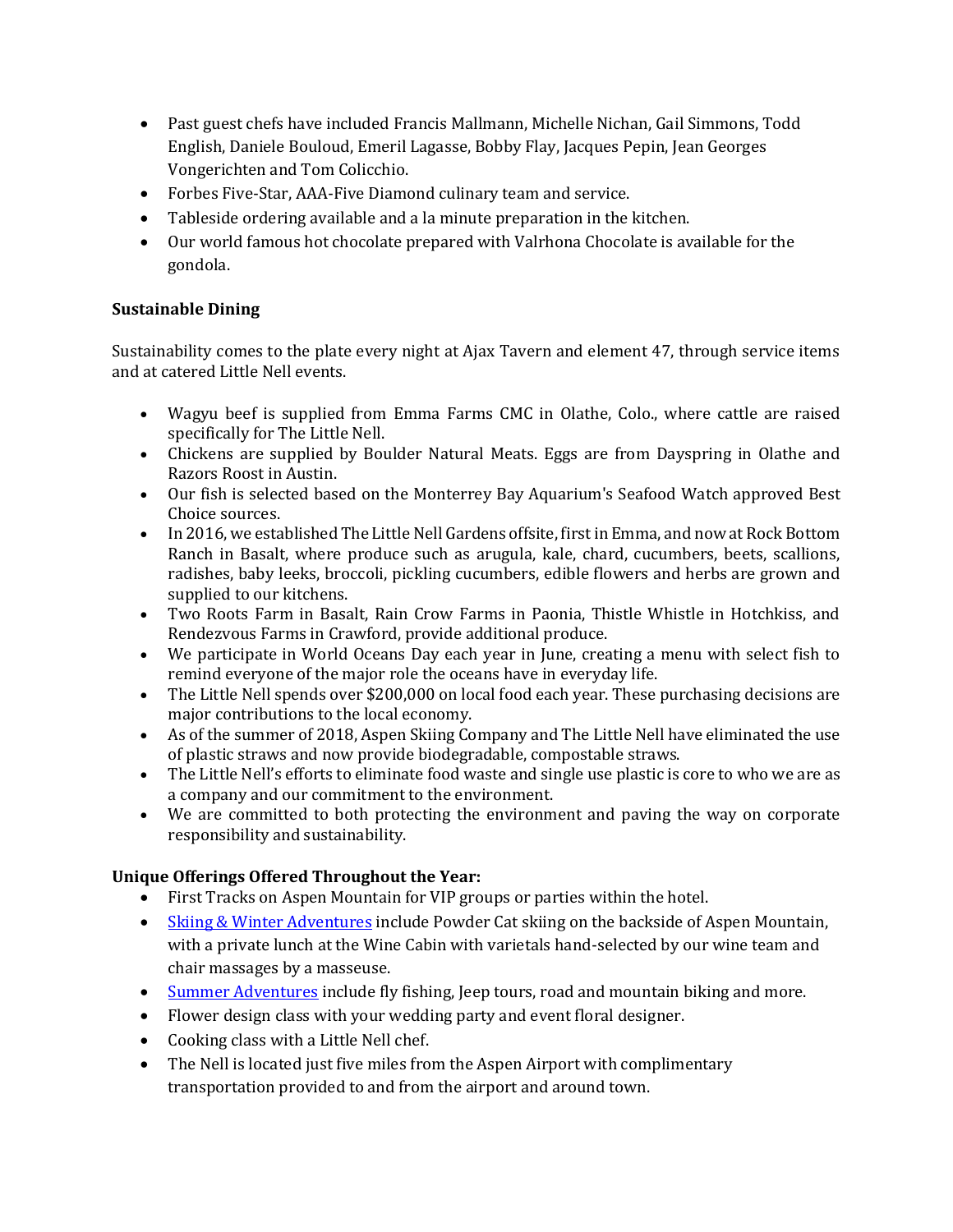- Past guest chefs have included Francis Mallmann, Michelle Nichan, Gail Simmons, Todd English, Daniele Bouloud, Emeril Lagasse, Bobby Flay, Jacques Pepin, Jean Georges Vongerichten and Tom Colicchio.
- Forbes Five-Star, AAA-Five Diamond culinary team and service.
- Tableside ordering available and a la minute preparation in the kitchen.
- Our world famous hot chocolate prepared with Valrhona Chocolate is available for the gondola.

**Sustainable Dining**

Sustainability comes to the plate every night at Ajax Tavern and element 47, through service items and at catered Little Nell events.

- Wagyu beef is supplied from Emma Farms CMC in Olathe, Colo., where cattle are raised specifically for The Little Nell.
- Chickens are supplied by Boulder Natural Meats. Eggs are from Dayspring in Olathe and Razors Roost in Austin.
- Our fish is selected based on the Monterrey Bay Aquarium's Seafood Watch approved Best Choice sources.
- In 2016, we established The Little Nell Gardens offsite, first in Emma, and now at Rock Bottom Ranch in Basalt, where produce such as arugula, kale, chard, cucumbers, beets, scallions, radishes, baby leeks, broccoli, pickling cucumbers, edible flowers and herbs are grown and supplied to our kitchens.
- Two Roots Farm in Basalt, Rain Crow Farms in Paonia, Thistle Whistle in Hotchkiss, and Rendezvous Farms in Crawford, provide additional produce.
- We participate in World Oceans Day each year in June, creating a menu with select fish to remind everyone of the major role the oceans have in everyday life.
- The Little Nell spends over $200,000 on local food each year. These purchasing decisions are major contributions to the local economy.
- As of the summer of 2018, Aspen Skiing Company and The Little Nell have eliminated the use of plastic straws and now provide biodegradable, compostable straws.
- The Little Nell's efforts to eliminate food waste and single use plastic is core to who we are as a company and our commitment to the environment.
- We are committed to both protecting the environment and paving the way on corporate responsibility and sustainability.

**Unique Offerings Offered Throughout the Year:**

- First Tracks on Aspen Mountain for VIP groups or parties within the hotel.
- Skiing & Winter Adventures include Powder Cat skiing on the backside of Aspen Mountain, with a private lunch at the Wine Cabin with varietals hand-selected by our wine team and chair massages by a masseuse.
- Summer Adventures include fly fishing, Jeep tours, road and mountain biking and more.
- Flower design class with your wedding party and event floral designer.
- Cooking class with a Little Nell chef.
- The Nell is located just five miles from the Aspen Airport with complimentary transportation provided to and from the airport and around town.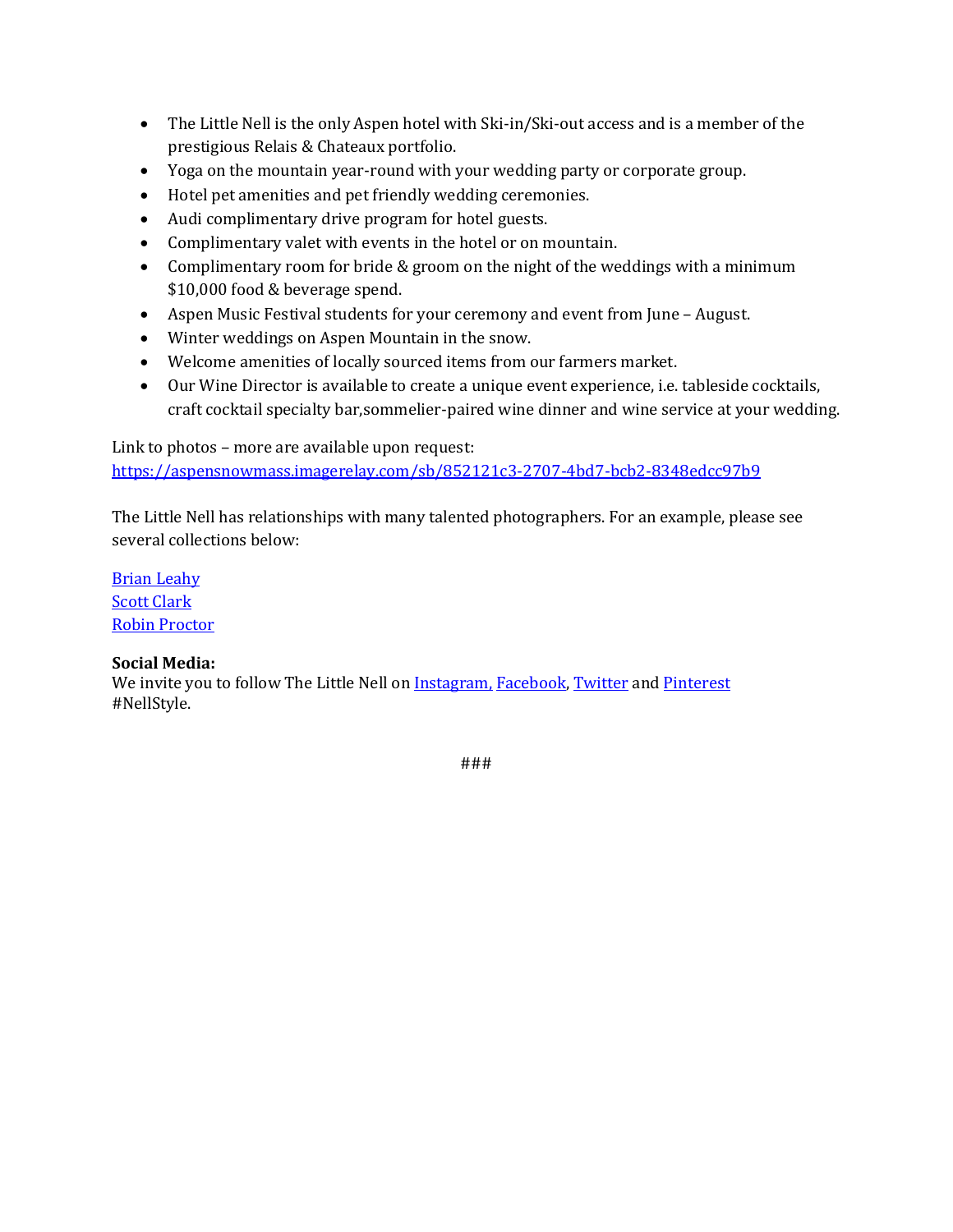- The Little Nell is the only Aspen hotel with Ski-in/Ski-out access and is a member of the prestigious Relais & Chateaux portfolio.
- Yoga on the mountain year-round with your wedding party or corporate group.
- Hotel pet amenities and pet friendly wedding ceremonies.
- Audi complimentary drive program for hotel guests.
- Complimentary valet with events in the hotel or on mountain.
- Complimentary room for bride & groom on the night of the weddings with a minimum $10,000 food & beverage spend.
- Aspen Music Festival students for your ceremony and event from June – August.
- Winter weddings on Aspen Mountain in the snow.
- Welcome amenities of locally sourced items from our farmers market.
- Our Wine Director is available to create a unique event experience, i.e. tableside cocktails, craft cocktail specialty bar,sommelier-paired wine dinner and wine service at your wedding.

Link to photos – more are available upon request:
https://aspensnowmass.imagerelay.com/sb/852121c3-2707-4bd7-bcb2-8348edcc97b9

The Little Nell has relationships with many talented photographers. For an example, please see several collections below:

Brian Leahy
Scott Clark
Robin Proctor

**Social Media:**
We invite you to follow The Little Nell on Instagram, Facebook, Twitter and Pinterest #NellStyle.

###